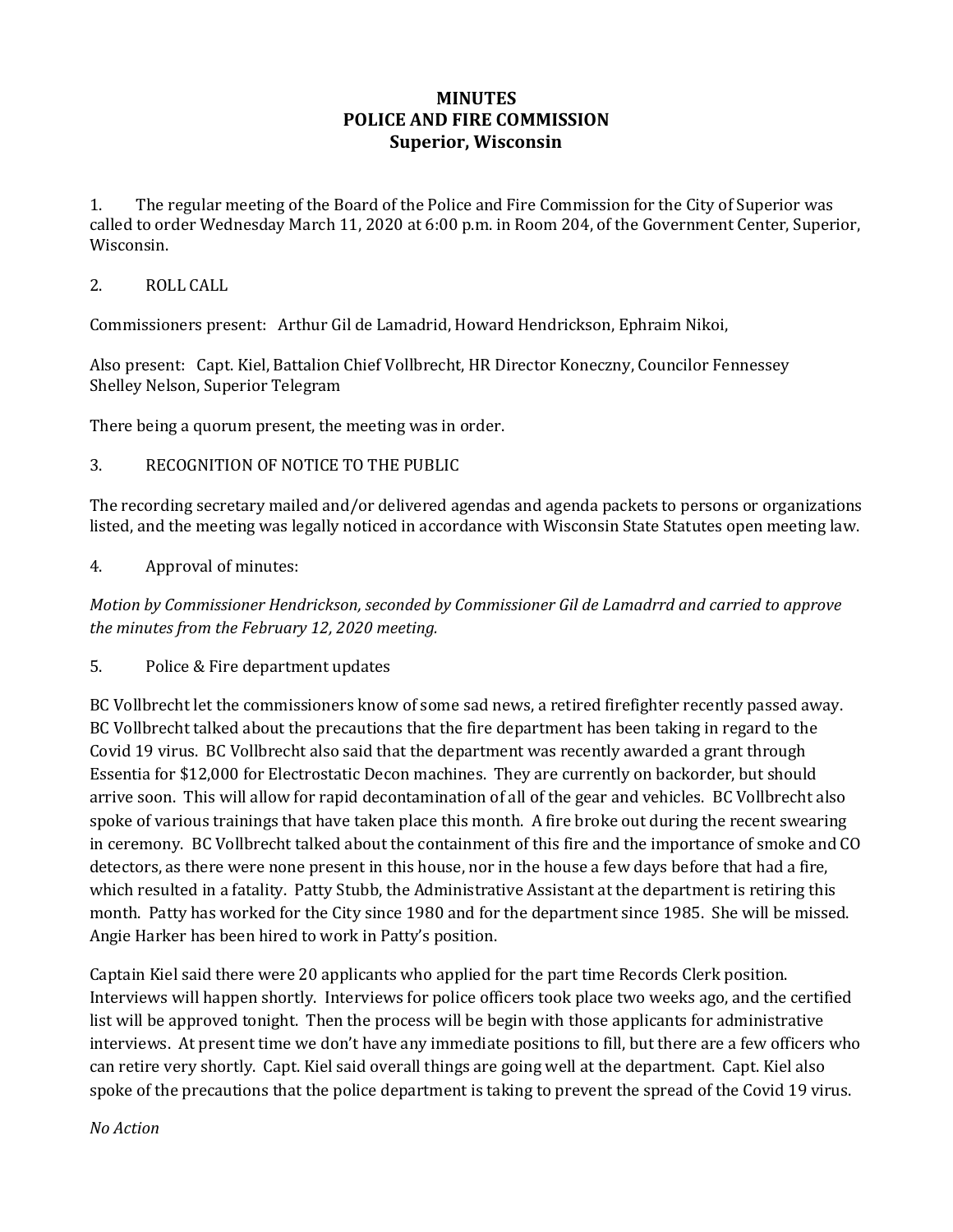# MINUTES
# POLICE AND FIRE COMMISSION
# Superior, Wisconsin

1. The regular meeting of the Board of the Police and Fire Commission for the City of Superior was called to order Wednesday March 11, 2020 at 6:00 p.m. in Room 204, of the Government Center, Superior, Wisconsin.

2. ROLL CALL

Commissioners present: Arthur Gil de Lamadrid, Howard Hendrickson, Ephraim Nikoi,

Also present: Capt. Kiel, Battalion Chief Vollbrecht, HR Director Koneczny, Councilor Fennessey
Shelley Nelson, Superior Telegram

There being a quorum present, the meeting was in order.

3. RECOGNITION OF NOTICE TO THE PUBLIC

The recording secretary mailed and/or delivered agendas and agenda packets to persons or organizations listed, and the meeting was legally noticed in accordance with Wisconsin State Statutes open meeting law.

4. Approval of minutes:

*Motion by Commissioner Hendrickson, seconded by Commissioner Gil de Lamadrrd and carried to approve the minutes from the February 12, 2020 meeting.*

5. Police & Fire department updates

BC Vollbrecht let the commissioners know of some sad news, a retired firefighter recently passed away. BC Vollbrecht talked about the precautions that the fire department has been taking in regard to the Covid 19 virus. BC Vollbrecht also said that the department was recently awarded a grant through Essentia for $12,000 for Electrostatic Decon machines. They are currently on backorder, but should arrive soon. This will allow for rapid decontamination of all of the gear and vehicles. BC Vollbrecht also spoke of various trainings that have taken place this month. A fire broke out during the recent swearing in ceremony. BC Vollbrecht talked about the containment of this fire and the importance of smoke and CO detectors, as there were none present in this house, nor in the house a few days before that had a fire, which resulted in a fatality. Patty Stubb, the Administrative Assistant at the department is retiring this month. Patty has worked for the City since 1980 and for the department since 1985. She will be missed. Angie Harker has been hired to work in Patty's position.

Captain Kiel said there were 20 applicants who applied for the part time Records Clerk position. Interviews will happen shortly. Interviews for police officers took place two weeks ago, and the certified list will be approved tonight. Then the process will be begin with those applicants for administrative interviews. At present time we don't have any immediate positions to fill, but there are a few officers who can retire very shortly. Capt. Kiel said overall things are going well at the department. Capt. Kiel also spoke of the precautions that the police department is taking to prevent the spread of the Covid 19 virus.

*No Action*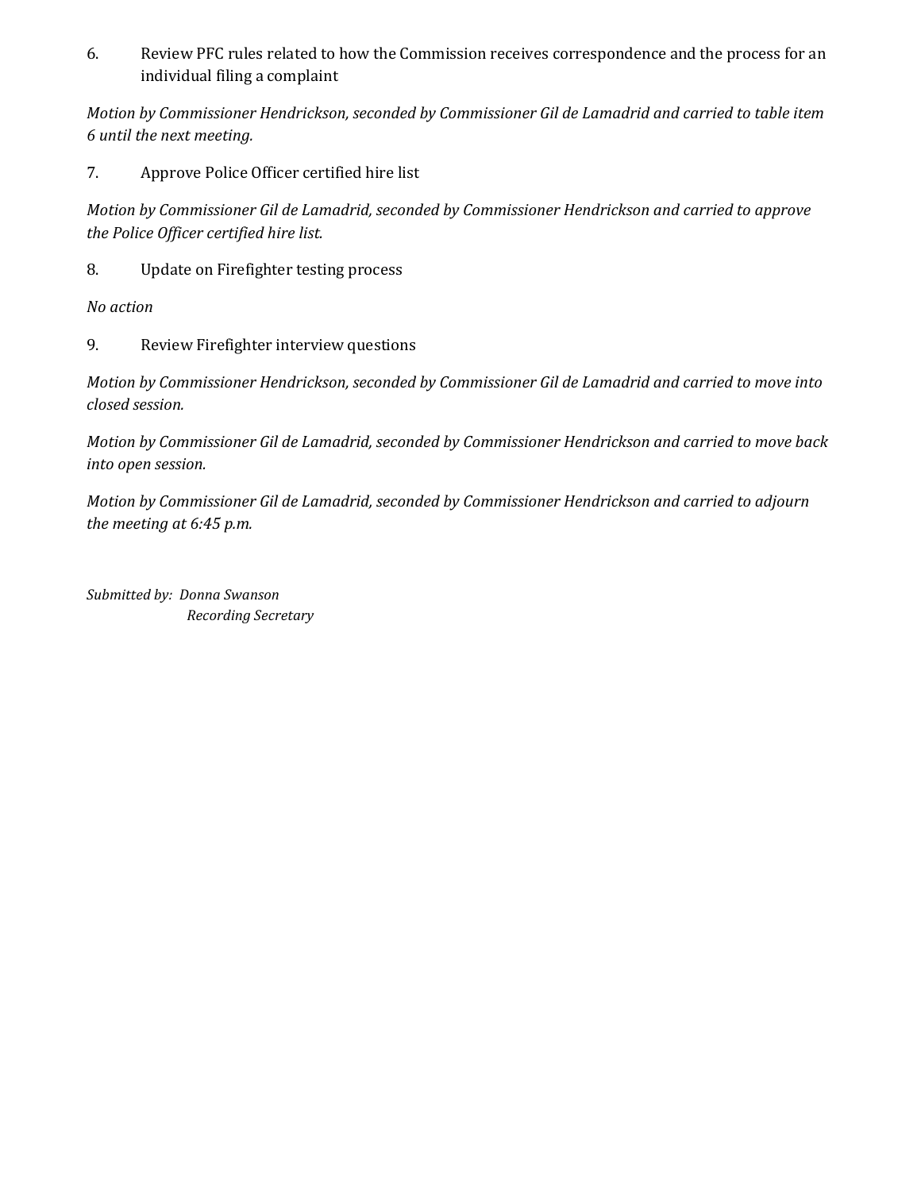6. Review PFC rules related to how the Commission receives correspondence and the process for an individual filing a complaint

*Motion by Commissioner Hendrickson, seconded by Commissioner Gil de Lamadrid and carried to table item 6 until the next meeting.*

7. Approve Police Officer certified hire list

*Motion by Commissioner Gil de Lamadrid, seconded by Commissioner Hendrickson and carried to approve the Police Officer certified hire list.*

8. Update on Firefighter testing process

*No action*

9. Review Firefighter interview questions

*Motion by Commissioner Hendrickson, seconded by Commissioner Gil de Lamadrid and carried to move into closed session.*

*Motion by Commissioner Gil de Lamadrid, seconded by Commissioner Hendrickson and carried to move back into open session.*

*Motion by Commissioner Gil de Lamadrid, seconded by Commissioner Hendrickson and carried to adjourn the meeting at 6:45 p.m.*

*Submitted by: Donna Swanson*
*Recording Secretary*